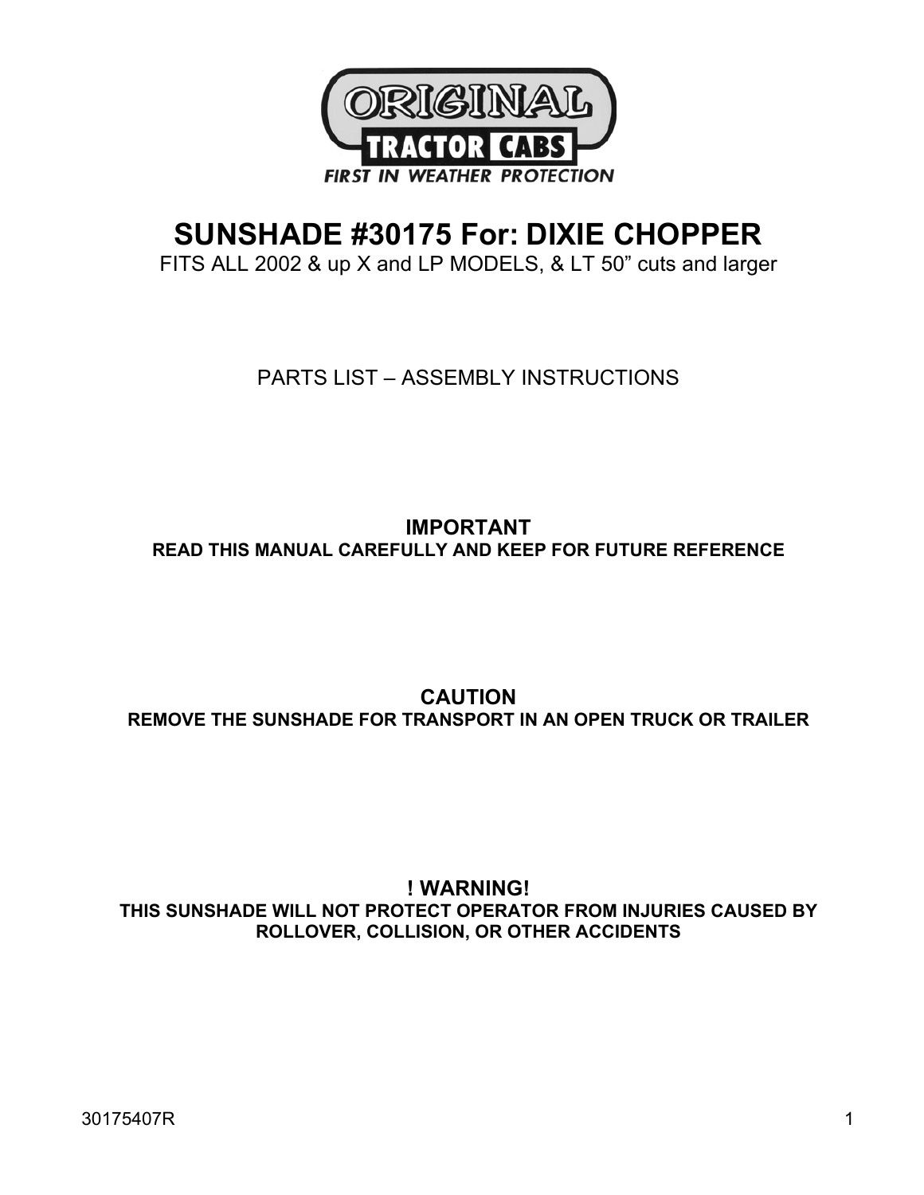ORIGINAL TRACTOR CABS

FIRST IN WEATHER PROTECTION

# SUNSHADE #30175 For: DIXIE CHOPPER

FITS ALL 2002 & up X and LP MODELS, & LT 50" cuts and larger

PARTS LIST – ASSEMBLY INSTRUCTIONS

**IMPORTANT**

**READ THIS MANUAL CAREFULLY AND KEEP FOR FUTURE REFERENCE**

**CAUTION**

**REMOVE THE SUNSHADE FOR TRANSPORT IN AN OPEN TRUCK OR TRAILER**

**! WARNING!**

**THIS SUNSHADE WILL NOT PROTECT OPERATOR FROM INJURIES CAUSED BY ROLLOVER, COLLISION, OR OTHER ACCIDENTS**

30175407R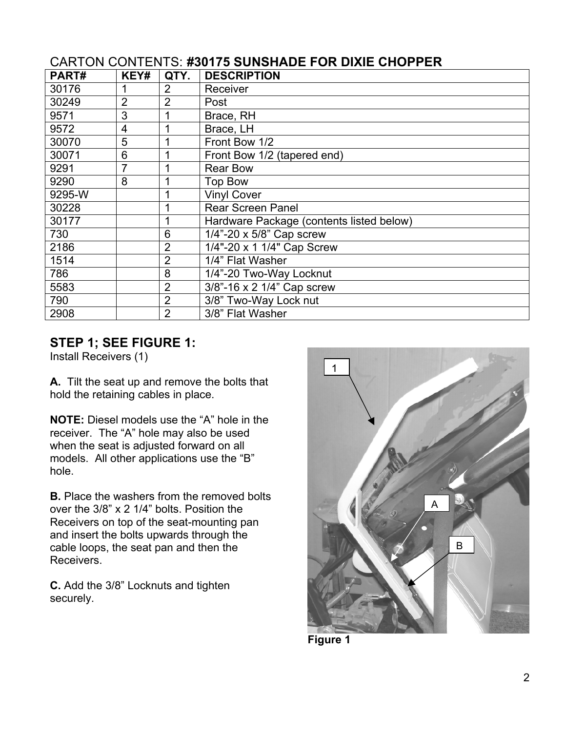CARTON CONTENTS: **#30175 SUNSHADE FOR DIXIE CHOPPER**

| PART# | KEY# | QTY. | DESCRIPTION |
|---|---|---|---|
| 30176 | 1 | 2 | Receiver |
| 30249 | 2 | 2 | Post |
| 9571 | 3 | 1 | Brace, RH |
| 9572 | 4 | 1 | Brace, LH |
| 30070 | 5 | 1 | Front Bow 1/2 |
| 30071 | 6 | 1 | Front Bow 1/2 (tapered end) |
| 9291 | 7 | 1 | Rear Bow |
| 9290 | 8 | 1 | Top Bow |
| 9295-W | | 1 | Vinyl Cover |
| 30228 | | 1 | Rear Screen Panel |
| 30177 | | 1 | Hardware Package (contents listed below) |
| 730 | | 6 | 1/4”-20 x 5/8” Cap screw |
| 2186 | | 2 | 1/4"-20 x 1 1/4" Cap Screw |
| 1514 | | 2 | 1/4” Flat Washer |
| 786 | | 8 | 1/4”-20 Two-Way Locknut |
| 5583 | | 2 | 3/8”-16 x 2 1/4” Cap screw |
| 790 | | 2 | 3/8” Two-Way Lock nut |
| 2908 | | 2 | 3/8” Flat Washer |

## STEP 1; SEE FIGURE 1:

Install Receivers (1)

**A.** Tilt the seat up and remove the bolts that hold the retaining cables in place.

**NOTE:** Diesel models use the “A” hole in the receiver. The “A” hole may also be used when the seat is adjusted forward on all models. All other applications use the “B” hole.

**B.** Place the washers from the removed bolts over the 3/8” x 2 1/4” bolts. Position the Receivers on top of the seat-mounting pan and insert the bolts upwards through the cable loops, the seat pan and then the Receivers.

**C.** Add the 3/8” Locknuts and tighten securely.

**Figure 1**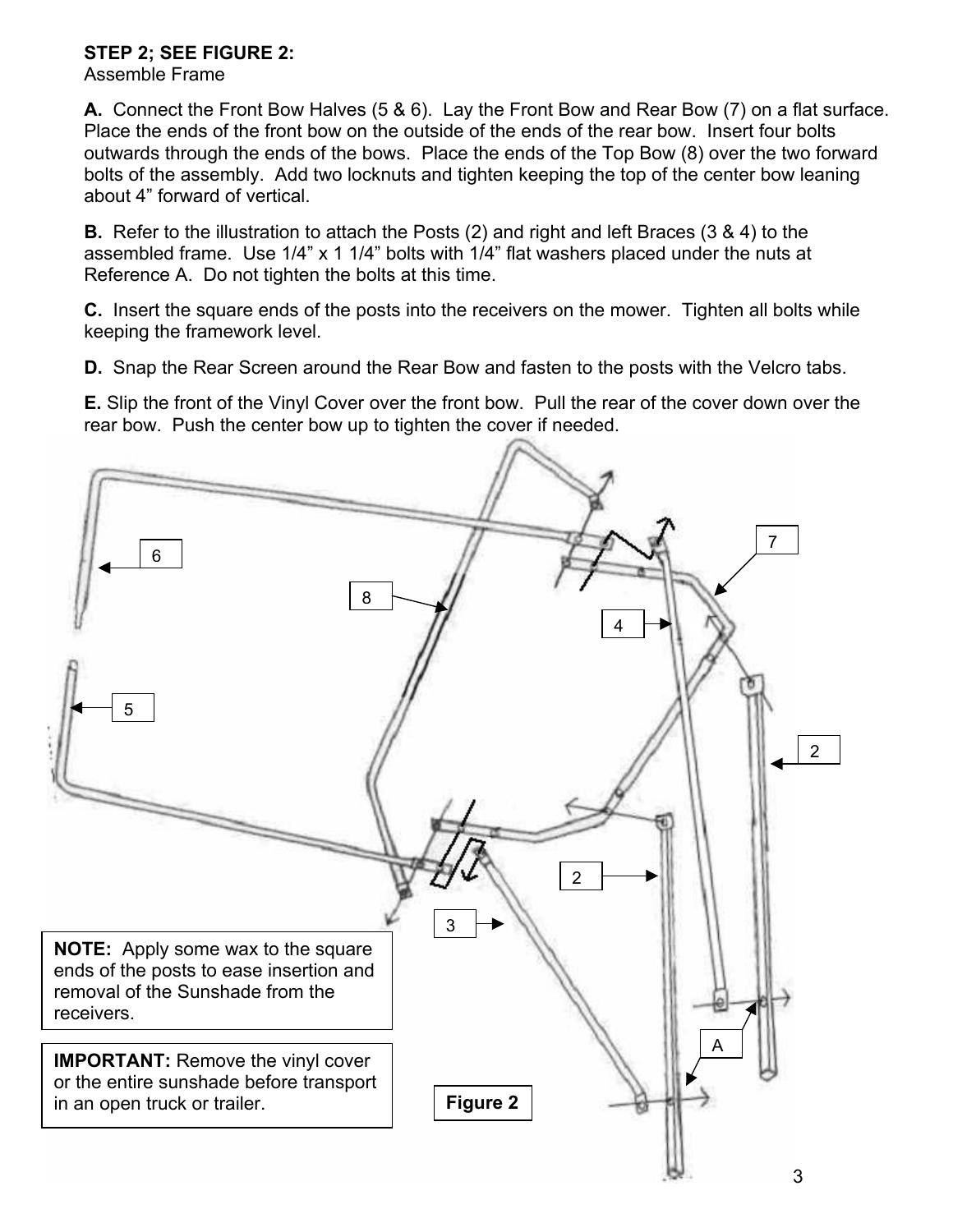**STEP 2; SEE FIGURE 2:**
Assemble Frame

**A.** Connect the Front Bow Halves (5 & 6). Lay the Front Bow and Rear Bow (7) on a flat surface. Place the ends of the front bow on the outside of the ends of the rear bow. Insert four bolts outwards through the ends of the bows. Place the ends of the Top Bow (8) over the two forward bolts of the assembly. Add two locknuts and tighten keeping the top of the center bow leaning about 4" forward of vertical.

**B.** Refer to the illustration to attach the Posts (2) and right and left Braces (3 & 4) to the assembled frame. Use 1/4" x 1 1/4" bolts with 1/4" flat washers placed under the nuts at Reference A. Do not tighten the bolts at this time.

**C.** Insert the square ends of the posts into the receivers on the mower. Tighten all bolts while keeping the framework level.

**D.** Snap the Rear Screen around the Rear Bow and fasten to the posts with the Velcro tabs.

**E.** Slip the front of the Vinyl Cover over the front bow. Pull the rear of the cover down over the rear bow. Push the center bow up to tighten the cover if needed.

**NOTE:** Apply some wax to the square ends of the posts to ease insertion and removal of the Sunshade from the receivers.

**IMPORTANT:** Remove the vinyl cover or the entire sunshade before transport in an open truck or trailer.

**Figure 2**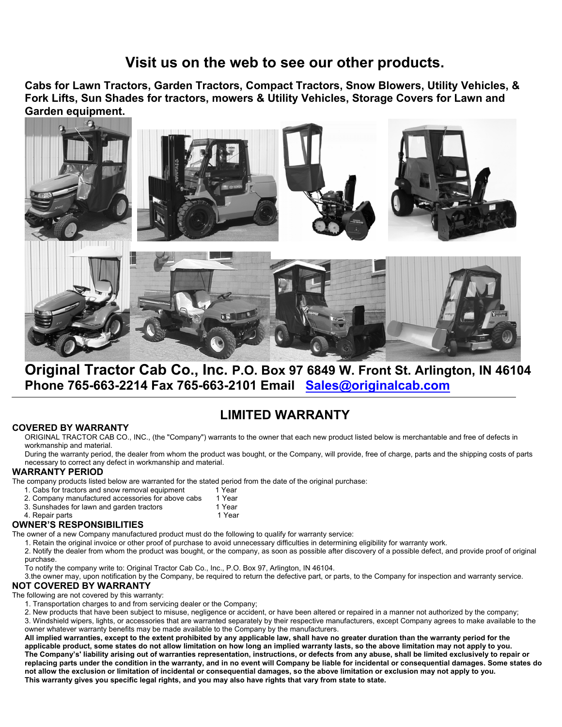# Visit us on the web to see our other products.

**Cabs for Lawn Tractors, Garden Tractors, Compact Tractors, Snow Blowers, Utility Vehicles, & Fork Lifts, Sun Shades for tractors, mowers & Utility Vehicles, Storage Covers for Lawn and Garden equipment.**

**Original Tractor Cab Co., Inc. P.O. Box 97 6849 W. Front St. Arlington, IN 46104**
**Phone 765-663-2214 Fax 765-663-2101 Email [Sales@originalcab.com](mailto:Sales@originalcab.com)**

---

## LIMITED WARRANTY

### COVERED BY WARRANTY

ORIGINAL TRACTOR CAB CO., INC., (the "Company") warrants to the owner that each new product listed below is merchantable and free of defects in workmanship and material.

During the warranty period, the dealer from whom the product was bought, or the Company, will provide, free of charge, parts and the shipping costs of parts necessary to correct any defect in workmanship and material.

### WARRANTY PERIOD

The company products listed below are warranted for the stated period from the date of the original purchase:

| | |
|---|---|
| 1. Cabs for tractors and snow removal equipment | 1 Year |
| 2. Company manufactured accessories for above cabs | 1 Year |
| 3. Sunshades for lawn and garden tractors | 1 Year |
| 4. Repair parts | 1 Year |

### OWNER'S RESPONSIBILITIES

The owner of a new Company manufactured product must do the following to qualify for warranty service:

1. Retain the original invoice or other proof of purchase to avoid unnecessary difficulties in determining eligibility for warranty work.
2. Notify the dealer from whom the product was bought, or the company, as soon as possible after discovery of a possible defect, and provide proof of original purchase.

To notify the company write to: Original Tractor Cab Co., Inc., P.O. Box 97, Arlington, IN 46104.

3.the owner may, upon notification by the Company, be required to return the defective part, or parts, to the Company for inspection and warranty service.

### NOT COVERED BY WARRANTY

The following are not covered by this warranty:

1. Transportation charges to and from servicing dealer or the Company;
2. New products that have been subject to misuse, negligence or accident, or have been altered or repaired in a manner not authorized by the company;
3. Windshield wipers, lights, or accessories that are warranted separately by their respective manufacturers, except Company agrees to make available to the owner whatever warranty benefits may be made available to the Company by the manufacturers.

**All implied warranties, except to the extent prohibited by any applicable law, shall have no greater duration than the warranty period for the applicable product, some states do not allow limitation on how long an implied warranty lasts, so the above limitation may not apply to you.**
**The Company's' liability arising out of warranties representation, instructions, or defects from any abuse, shall be limited exclusively to repair or replacing parts under the condition in the warranty, and in no event will Company be liable for incidental or consequential damages. Some states do not allow the exclusion or limitation of incidental or consequential damages, so the above limitation or exclusion may not apply to you.**
**This warranty gives you specific legal rights, and you may also have rights that vary from state to state.**